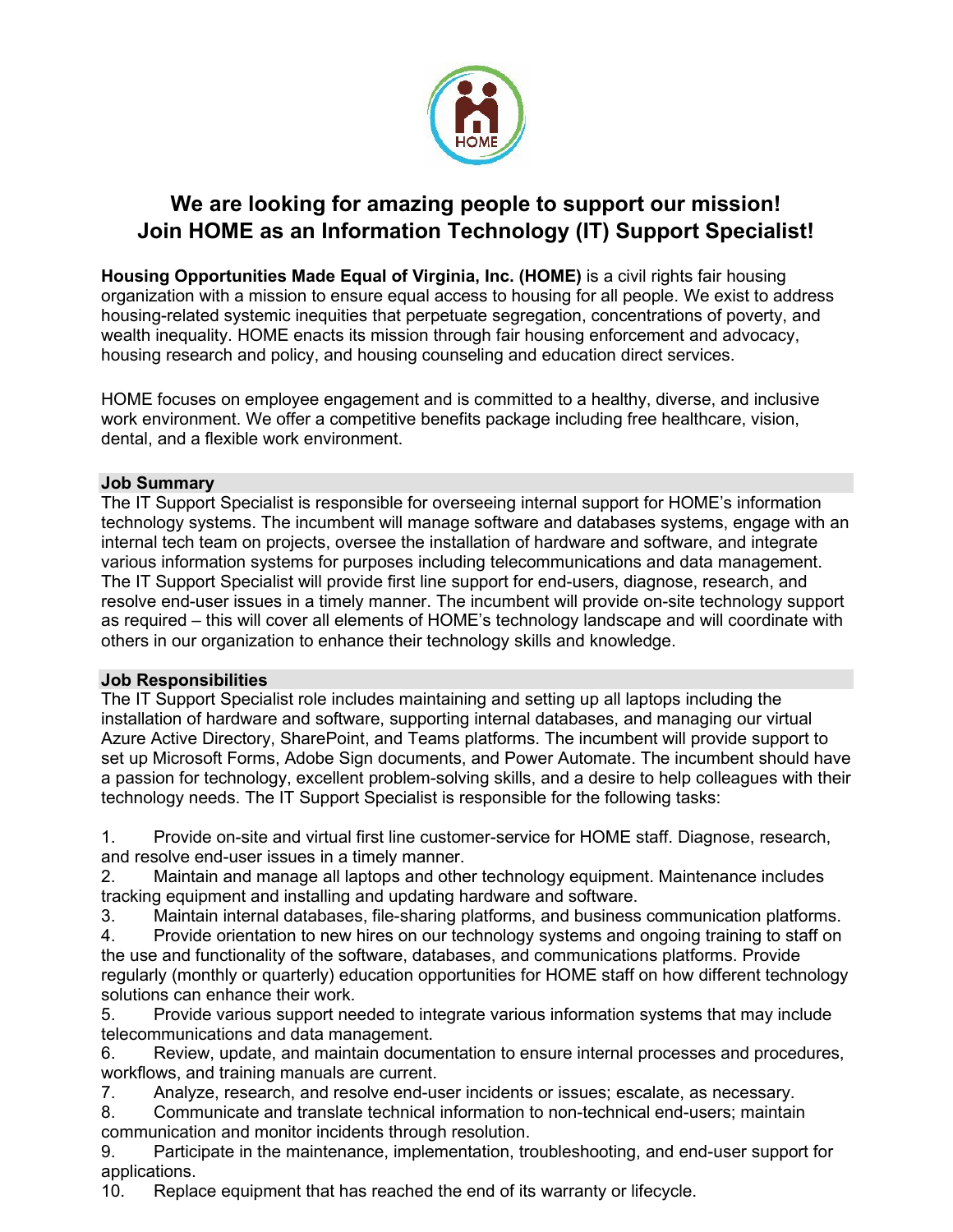# We are looking for amazing people to support our mission!
# Join HOME as an Information Technology (IT) Support Specialist!

**Housing Opportunities Made Equal of Virginia, Inc. (HOME)** is a civil rights fair housing organization with a mission to ensure equal access to housing for all people. We exist to address housing-related systemic inequities that perpetuate segregation, concentrations of poverty, and wealth inequality. HOME enacts its mission through fair housing enforcement and advocacy, housing research and policy, and housing counseling and education direct services.

HOME focuses on employee engagement and is committed to a healthy, diverse, and inclusive work environment. We offer a competitive benefits package including free healthcare, vision, dental, and a flexible work environment.

## Job Summary

The IT Support Specialist is responsible for overseeing internal support for HOME's information technology systems. The incumbent will manage software and databases systems, engage with an internal tech team on projects, oversee the installation of hardware and software, and integrate various information systems for purposes including telecommunications and data management. The IT Support Specialist will provide first line support for end-users, diagnose, research, and resolve end-user issues in a timely manner. The incumbent will provide on-site technology support as required – this will cover all elements of HOME's technology landscape and will coordinate with others in our organization to enhance their technology skills and knowledge.

## Job Responsibilities

The IT Support Specialist role includes maintaining and setting up all laptops including the installation of hardware and software, supporting internal databases, and managing our virtual Azure Active Directory, SharePoint, and Teams platforms. The incumbent will provide support to set up Microsoft Forms, Adobe Sign documents, and Power Automate. The incumbent should have a passion for technology, excellent problem-solving skills, and a desire to help colleagues with their technology needs. The IT Support Specialist is responsible for the following tasks:

1. Provide on-site and virtual first line customer-service for HOME staff. Diagnose, research, and resolve end-user issues in a timely manner.
2. Maintain and manage all laptops and other technology equipment. Maintenance includes tracking equipment and installing and updating hardware and software.
3. Maintain internal databases, file-sharing platforms, and business communication platforms.
4. Provide orientation to new hires on our technology systems and ongoing training to staff on the use and functionality of the software, databases, and communications platforms. Provide regularly (monthly or quarterly) education opportunities for HOME staff on how different technology solutions can enhance their work.
5. Provide various support needed to integrate various information systems that may include telecommunications and data management.
6. Review, update, and maintain documentation to ensure internal processes and procedures, workflows, and training manuals are current.
7. Analyze, research, and resolve end-user incidents or issues; escalate, as necessary.
8. Communicate and translate technical information to non-technical end-users; maintain communication and monitor incidents through resolution.
9. Participate in the maintenance, implementation, troubleshooting, and end-user support for applications.
10. Replace equipment that has reached the end of its warranty or lifecycle.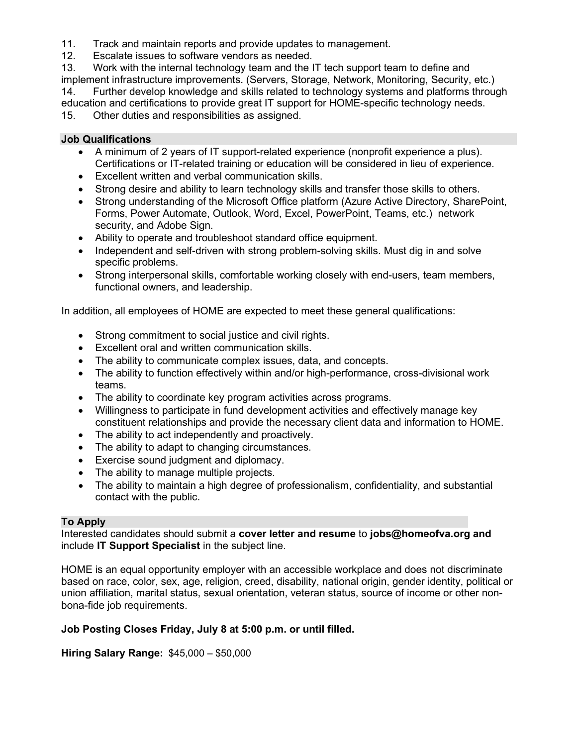11. Track and maintain reports and provide updates to management.
12. Escalate issues to software vendors as needed.
13. Work with the internal technology team and the IT tech support team to define and implement infrastructure improvements. (Servers, Storage, Network, Monitoring, Security, etc.)
14. Further develop knowledge and skills related to technology systems and platforms through education and certifications to provide great IT support for HOME-specific technology needs.
15. Other duties and responsibilities as assigned.

## Job Qualifications

- A minimum of 2 years of IT support-related experience (nonprofit experience a plus). Certifications or IT-related training or education will be considered in lieu of experience.
- Excellent written and verbal communication skills.
- Strong desire and ability to learn technology skills and transfer those skills to others.
- Strong understanding of the Microsoft Office platform (Azure Active Directory, SharePoint, Forms, Power Automate, Outlook, Word, Excel, PowerPoint, Teams, etc.) network security, and Adobe Sign.
- Ability to operate and troubleshoot standard office equipment.
- Independent and self-driven with strong problem-solving skills. Must dig in and solve specific problems.
- Strong interpersonal skills, comfortable working closely with end-users, team members, functional owners, and leadership.

In addition, all employees of HOME are expected to meet these general qualifications:

- Strong commitment to social justice and civil rights.
- Excellent oral and written communication skills.
- The ability to communicate complex issues, data, and concepts.
- The ability to function effectively within and/or high-performance, cross-divisional work teams.
- The ability to coordinate key program activities across programs.
- Willingness to participate in fund development activities and effectively manage key constituent relationships and provide the necessary client data and information to HOME.
- The ability to act independently and proactively.
- The ability to adapt to changing circumstances.
- Exercise sound judgment and diplomacy.
- The ability to manage multiple projects.
- The ability to maintain a high degree of professionalism, confidentiality, and substantial contact with the public.

## To Apply

Interested candidates should submit a **cover letter and resume** to **jobs@homeofva.org and** include **IT Support Specialist** in the subject line.

HOME is an equal opportunity employer with an accessible workplace and does not discriminate based on race, color, sex, age, religion, creed, disability, national origin, gender identity, political or union affiliation, marital status, sexual orientation, veteran status, source of income or other non-bona-fide job requirements.

**Job Posting Closes Friday, July 8 at 5:00 p.m. or until filled.**

**Hiring Salary Range:** $45,000 – $50,000